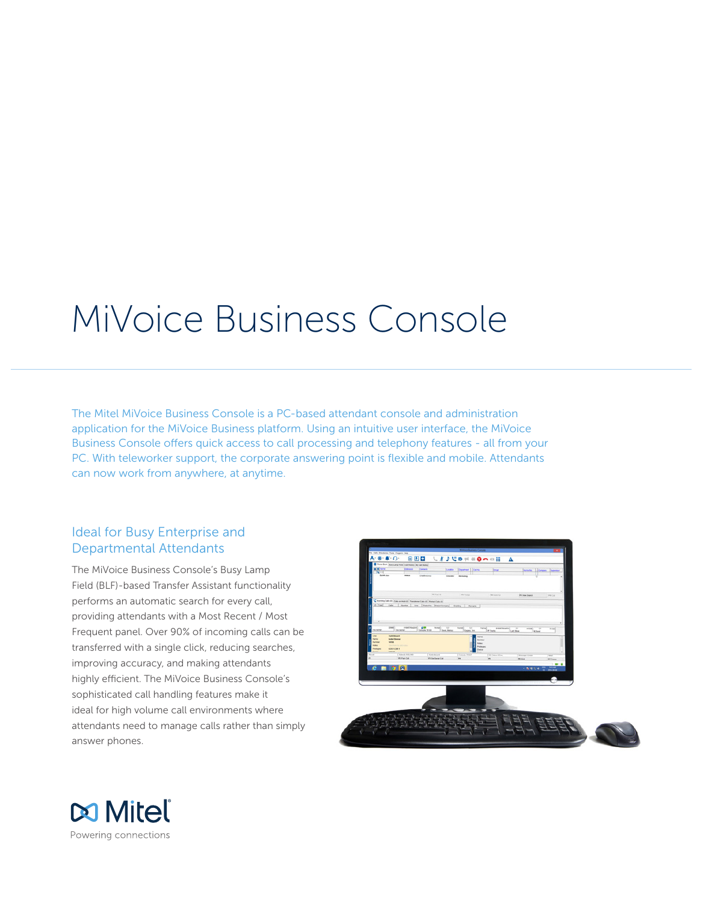# MiVoice Business Console

The Mitel MiVoice Business Console is a PC-based attendant console and administration application for the MiVoice Business platform. Using an intuitive user interface, the MiVoice Business Console offers quick access to call processing and telephony features - all from your PC. With teleworker support, the corporate answering point is flexible and mobile. Attendants can now work from anywhere, at anytime.

## Ideal for Busy Enterprise and Departmental Attendants

The MiVoice Business Console's Busy Lamp Field (BLF)-based Transfer Assistant functionality performs an automatic search for every call, providing attendants with a Most Recent / Most Frequent panel. Over 90% of incoming calls can be transferred with a single click, reducing searches, improving accuracy, and making attendants highly efficient. The MiVoice Business Console's sophisticated call handling features make it ideal for high volume call environments where attendants need to manage calls rather than simply answer phones.

Mitel

Powering connections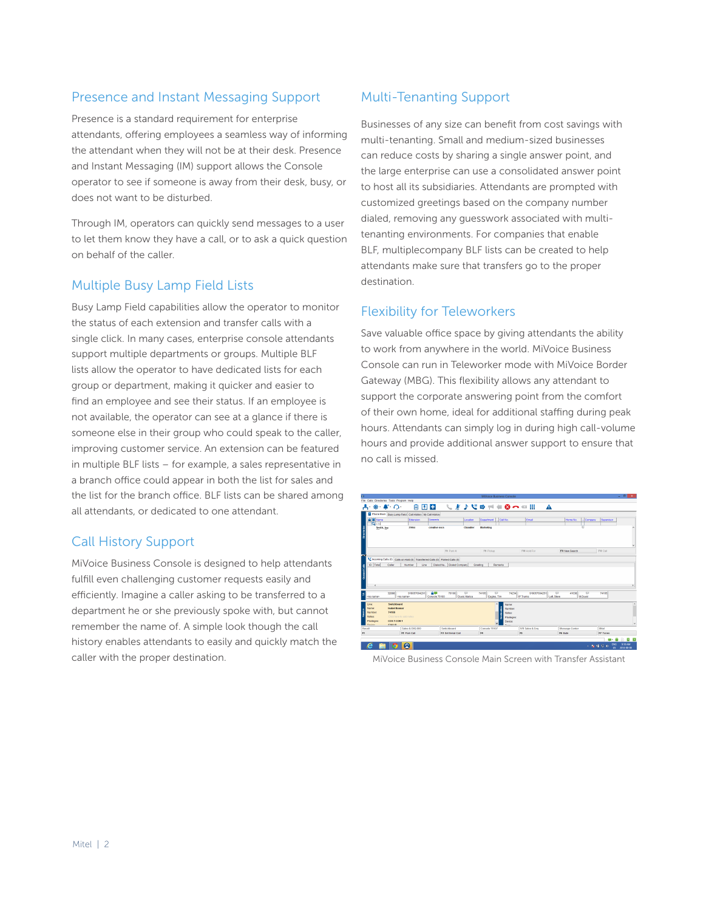## Presence and Instant Messaging Support

Presence is a standard requirement for enterprise attendants, offering employees a seamless way of informing the attendant when they will not be at their desk. Presence and Instant Messaging (IM) support allows the Console operator to see if someone is away from their desk, busy, or does not want to be disturbed.

Through IM, operators can quickly send messages to a user to let them know they have a call, or to ask a quick question on behalf of the caller.

## Multiple Busy Lamp Field Lists

Busy Lamp Field capabilities allow the operator to monitor the status of each extension and transfer calls with a single click. In many cases, enterprise console attendants support multiple departments or groups. Multiple BLF lists allow the operator to have dedicated lists for each group or department, making it quicker and easier to find an employee and see their status. If an employee is not available, the operator can see at a glance if there is someone else in their group who could speak to the caller, improving customer service. An extension can be featured in multiple BLF lists – for example, a sales representative in a branch office could appear in both the list for sales and the list for the branch office. BLF lists can be shared among all attendants, or dedicated to one attendant.

## Call History Support

MiVoice Business Console is designed to help attendants fulfill even challenging customer requests easily and efficiently. Imagine a caller asking to be transferred to a department he or she previously spoke with, but cannot remember the name of. A simple look though the call history enables attendants to easily and quickly match the caller with the proper destination.

## Multi-Tenanting Support

Businesses of any size can benefit from cost savings with multi-tenanting. Small and medium-sized businesses can reduce costs by sharing a single answer point, and the large enterprise can use a consolidated answer point to host all its subsidiaries. Attendants are prompted with customized greetings based on the company number dialed, removing any guesswork associated with multi-tenanting environments. For companies that enable BLF, multiplecompany BLF lists can be created to help attendants make sure that transfers go to the proper destination.

## Flexibility for Teleworkers

Save valuable office space by giving attendants the ability to work from anywhere in the world. MiVoice Business Console can run in Teleworker mode with MiVoice Border Gateway (MBG). This flexibility allows any attendant to support the corporate answering point from the comfort of their own home, ideal for additional staffing during peak hours. Attendants can simply log in during high call-volume hours and provide additional answer support to ensure that no call is missed.

MiVoice Business Console Main Screen with Transfer Assistant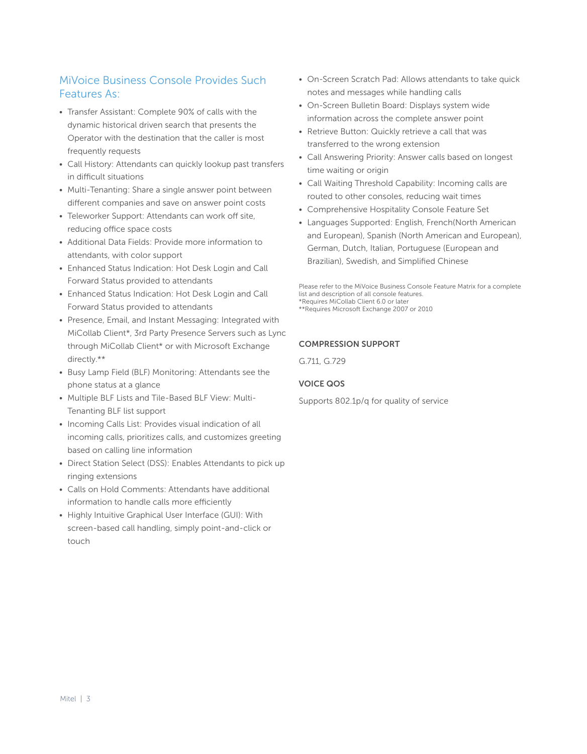## MiVoice Business Console Provides Such Features As:

- Transfer Assistant: Complete 90% of calls with the dynamic historical driven search that presents the Operator with the destination that the caller is most frequently requests
- Call History: Attendants can quickly lookup past transfers in difficult situations
- Multi-Tenanting: Share a single answer point between different companies and save on answer point costs
- Teleworker Support: Attendants can work off site, reducing office space costs
- Additional Data Fields: Provide more information to attendants, with color support
- Enhanced Status Indication: Hot Desk Login and Call Forward Status provided to attendants
- Enhanced Status Indication: Hot Desk Login and Call Forward Status provided to attendants
- Presence, Email, and Instant Messaging: Integrated with MiCollab Client*, 3rd Party Presence Servers such as Lync through MiCollab Client* or with Microsoft Exchange directly.**
- Busy Lamp Field (BLF) Monitoring: Attendants see the phone status at a glance
- Multiple BLF Lists and Tile-Based BLF View: Multi-Tenanting BLF list support
- Incoming Calls List: Provides visual indication of all incoming calls, prioritizes calls, and customizes greeting based on calling line information
- Direct Station Select (DSS): Enables Attendants to pick up ringing extensions
- Calls on Hold Comments: Attendants have additional information to handle calls more efficiently
- Highly Intuitive Graphical User Interface (GUI): With screen-based call handling, simply point-and-click or touch
- On-Screen Scratch Pad: Allows attendants to take quick notes and messages while handling calls
- On-Screen Bulletin Board: Displays system wide information across the complete answer point
- Retrieve Button: Quickly retrieve a call that was transferred to the wrong extension
- Call Answering Priority: Answer calls based on longest time waiting or origin
- Call Waiting Threshold Capability: Incoming calls are routed to other consoles, reducing wait times
- Comprehensive Hospitality Console Feature Set
- Languages Supported: English, French(North American and European), Spanish (North American and European), German, Dutch, Italian, Portuguese (European and Brazilian), Swedish, and Simplified Chinese

Please refer to the MiVoice Business Console Feature Matrix for a complete list and description of all console features.
*Requires MiCollab Client 6.0 or later
**Requires Microsoft Exchange 2007 or 2010

### COMPRESSION SUPPORT

G.711, G.729

### VOICE QOS

Supports 802.1p/q for quality of service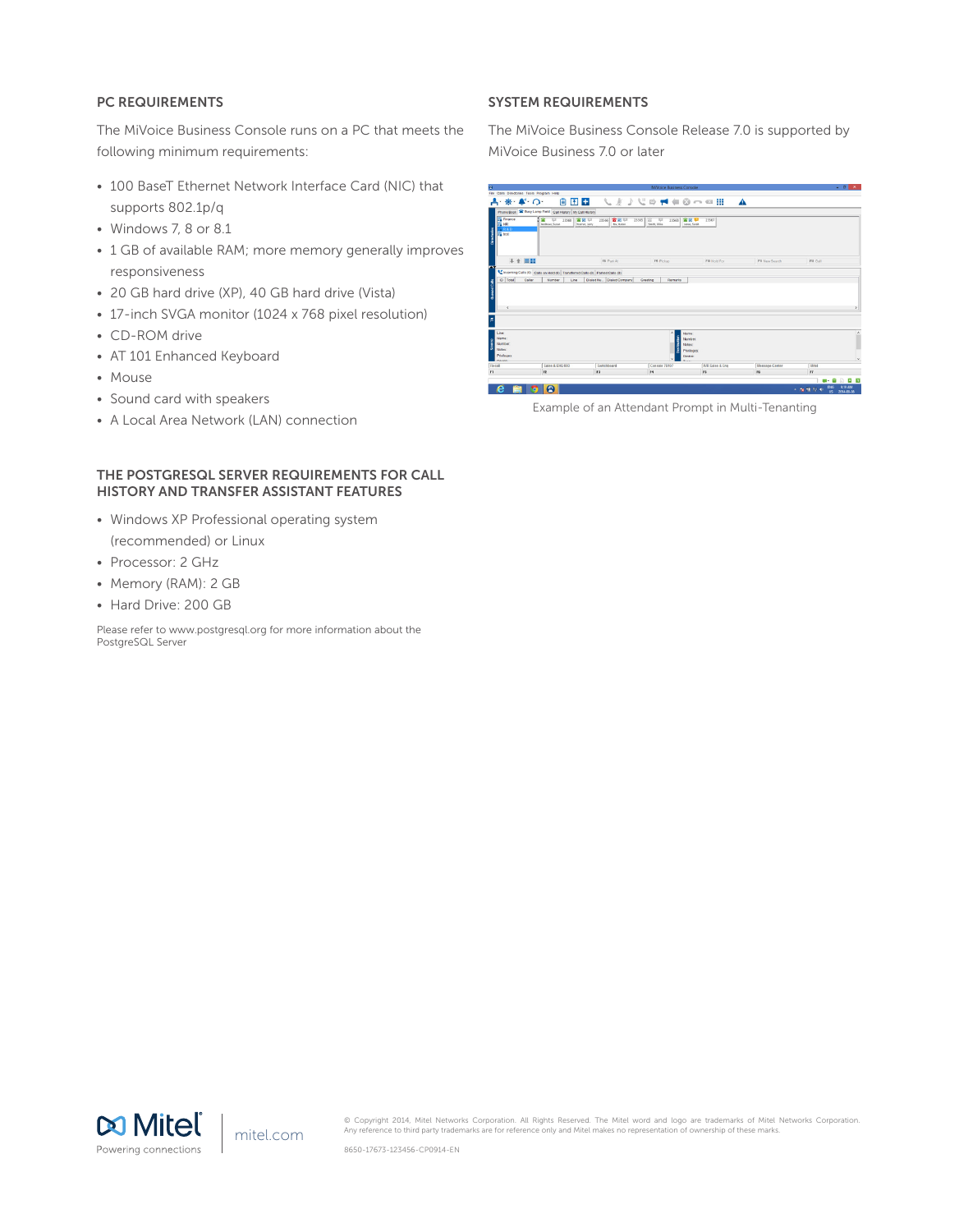## PC REQUIREMENTS

The MiVoice Business Console runs on a PC that meets the following minimum requirements:

- 100 BaseT Ethernet Network Interface Card (NIC) that supports 802.1p/q
- Windows 7, 8 or 8.1
- 1 GB of available RAM; more memory generally improves responsiveness
- 20 GB hard drive (XP), 40 GB hard drive (Vista)
- 17-inch SVGA monitor (1024 x 768 pixel resolution)
- CD-ROM drive
- AT 101 Enhanced Keyboard
- Mouse
- Sound card with speakers
- A Local Area Network (LAN) connection

## THE POSTGRESQL SERVER REQUIREMENTS FOR CALL HISTORY AND TRANSFER ASSISTANT FEATURES

- Windows XP Professional operating system (recommended) or Linux
- Processor: 2 GHz
- Memory (RAM): 2 GB
- Hard Drive: 200 GB

Please refer to www.postgresql.org for more information about the PostgreSQL Server

## SYSTEM REQUIREMENTS

The MiVoice Business Console Release 7.0 is supported by MiVoice Business 7.0 or later

Example of an Attendant Prompt in Multi-Tenanting

Mitel Powering connections | mitel.com

© Copyright 2014, Mitel Networks Corporation. All Rights Reserved. The Mitel word and logo are trademarks of Mitel Networks Corporation. Any reference to third party trademarks are for reference only and Mitel makes no representation of ownership of these marks.

8650-17673-123456-CP0914-EN